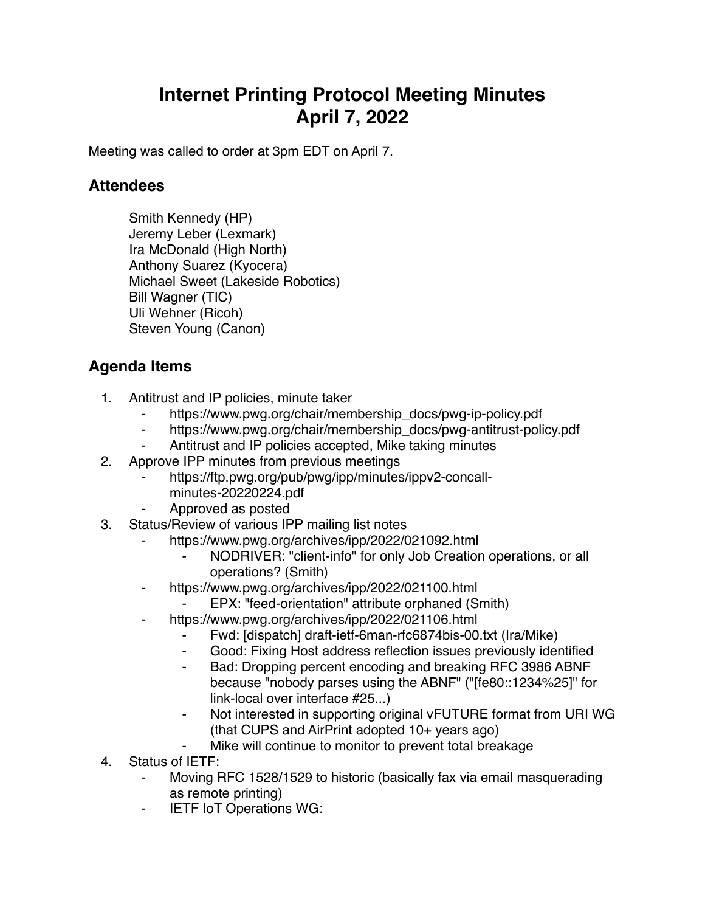# Internet Printing Protocol Meeting Minutes April 7, 2022

Meeting was called to order at 3pm EDT on April 7.

## Attendees

Smith Kennedy (HP)
Jeremy Leber (Lexmark)
Ira McDonald (High North)
Anthony Suarez (Kyocera)
Michael Sweet (Lakeside Robotics)
Bill Wagner (TIC)
Uli Wehner (Ricoh)
Steven Young (Canon)

## Agenda Items

1. Antitrust and IP policies, minute taker
    - https://www.pwg.org/chair/membership_docs/pwg-ip-policy.pdf
    - https://www.pwg.org/chair/membership_docs/pwg-antitrust-policy.pdf
    - Antitrust and IP policies accepted, Mike taking minutes
2. Approve IPP minutes from previous meetings
    - https://ftp.pwg.org/pub/pwg/ipp/minutes/ippv2-concall-minutes-20220224.pdf
    - Approved as posted
3. Status/Review of various IPP mailing list notes
    - https://www.pwg.org/archives/ipp/2022/021092.html
        - NODRIVER: "client-info" for only Job Creation operations, or all operations? (Smith)
    - https://www.pwg.org/archives/ipp/2022/021100.html
        - EPX: "feed-orientation" attribute orphaned (Smith)
    - https://www.pwg.org/archives/ipp/2022/021106.html
        - Fwd: [dispatch] draft-ietf-6man-rfc6874bis-00.txt (Ira/Mike)
        - Good: Fixing Host address reflection issues previously identified
        - Bad: Dropping percent encoding and breaking RFC 3986 ABNF because "nobody parses using the ABNF" ("[fe80::1234%25]" for link-local over interface #25...)
        - Not interested in supporting original vFUTURE format from URI WG (that CUPS and AirPrint adopted 10+ years ago)
        - Mike will continue to monitor to prevent total breakage
4. Status of IETF:
    - Moving RFC 1528/1529 to historic (basically fax via email masquerading as remote printing)
    - IETF IoT Operations WG: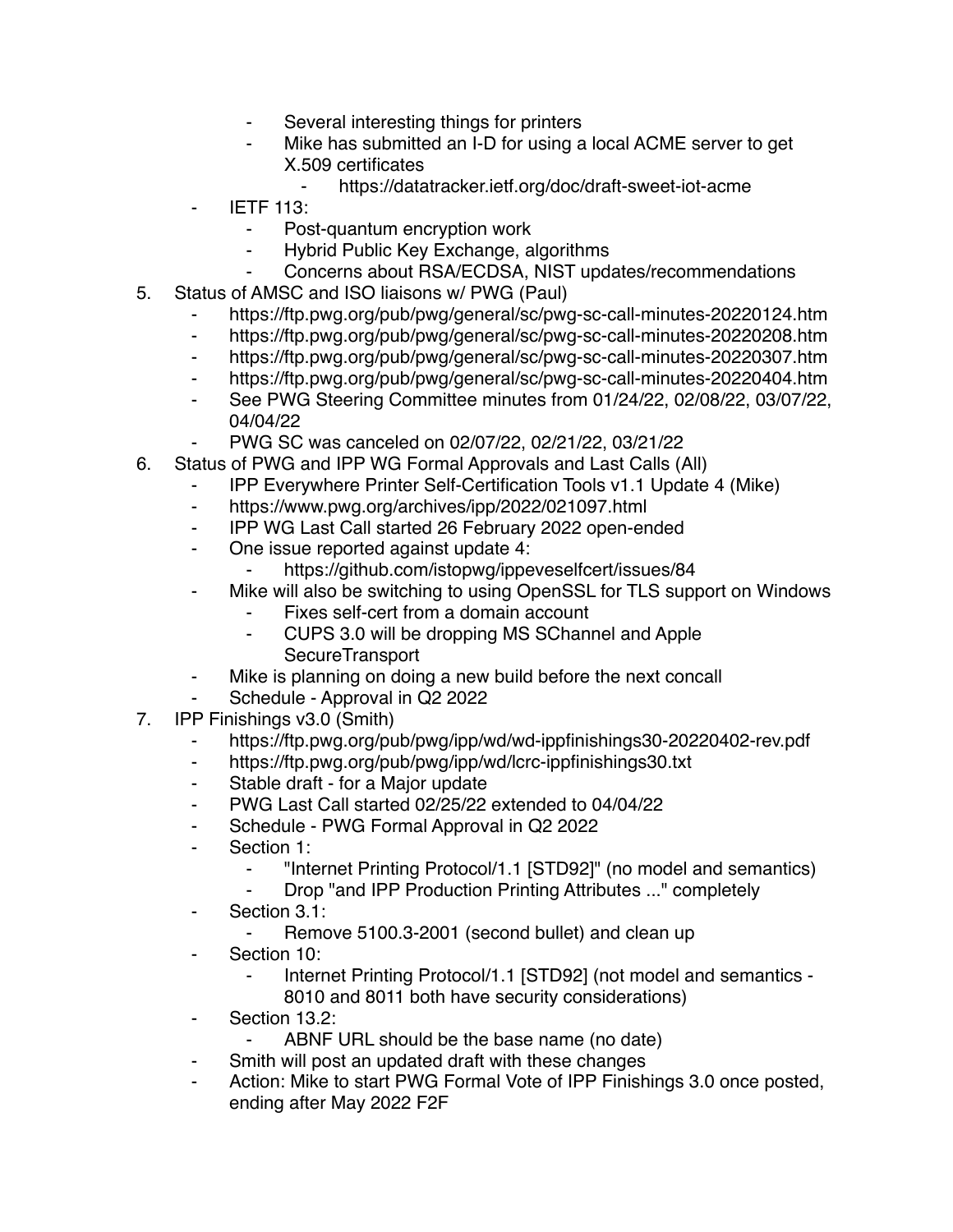- Several interesting things for printers
        - Mike has submitted an I-D for using a local ACME server to get X.509 certificates
            - https://datatracker.ietf.org/doc/draft-sweet-iot-acme
    - IETF 113:
        - Post-quantum encryption work
        - Hybrid Public Key Exchange, algorithms
        - Concerns about RSA/ECDSA, NIST updates/recommendations

5. Status of AMSC and ISO liaisons w/ PWG (Paul)
    - https://ftp.pwg.org/pub/pwg/general/sc/pwg-sc-call-minutes-20220124.htm
    - https://ftp.pwg.org/pub/pwg/general/sc/pwg-sc-call-minutes-20220208.htm
    - https://ftp.pwg.org/pub/pwg/general/sc/pwg-sc-call-minutes-20220307.htm
    - https://ftp.pwg.org/pub/pwg/general/sc/pwg-sc-call-minutes-20220404.htm
    - See PWG Steering Committee minutes from 01/24/22, 02/08/22, 03/07/22, 04/04/22
    - PWG SC was canceled on 02/07/22, 02/21/22, 03/21/22
6. Status of PWG and IPP WG Formal Approvals and Last Calls (All)
    - IPP Everywhere Printer Self-Certification Tools v1.1 Update 4 (Mike)
    - https://www.pwg.org/archives/ipp/2022/021097.html
    - IPP WG Last Call started 26 February 2022 open-ended
    - One issue reported against update 4:
        - https://github.com/istopwg/ippeveselfcert/issues/84
    - Mike will also be switching to using OpenSSL for TLS support on Windows
        - Fixes self-cert from a domain account
        - CUPS 3.0 will be dropping MS SChannel and Apple SecureTransport
    - Mike is planning on doing a new build before the next concall
    - Schedule - Approval in Q2 2022
7. IPP Finishings v3.0 (Smith)
    - https://ftp.pwg.org/pub/pwg/ipp/wd/wd-ippfinishings30-20220402-rev.pdf
    - https://ftp.pwg.org/pub/pwg/ipp/wd/lcrc-ippfinishings30.txt
    - Stable draft - for a Major update
    - PWG Last Call started 02/25/22 extended to 04/04/22
    - Schedule - PWG Formal Approval in Q2 2022
    - Section 1:
        - "Internet Printing Protocol/1.1 [STD92]" (no model and semantics)
        - Drop "and IPP Production Printing Attributes ..." completely
    - Section 3.1:
        - Remove 5100.3-2001 (second bullet) and clean up
    - Section 10:
        - Internet Printing Protocol/1.1 [STD92] (not model and semantics - 8010 and 8011 both have security considerations)
    - Section 13.2:
        - ABNF URL should be the base name (no date)
    - Smith will post an updated draft with these changes
    - Action: Mike to start PWG Formal Vote of IPP Finishings 3.0 once posted, ending after May 2022 F2F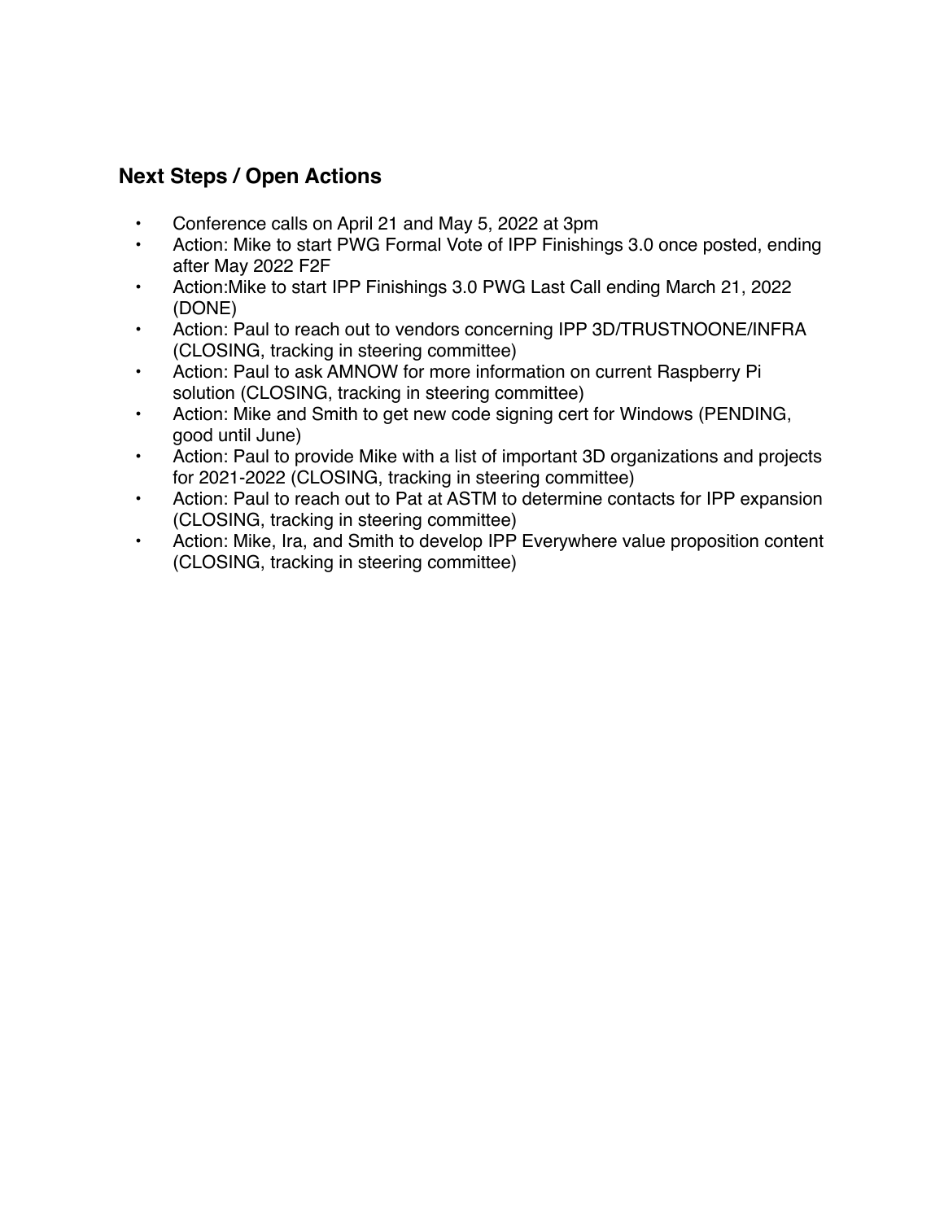## Next Steps / Open Actions

- Conference calls on April 21 and May 5, 2022 at 3pm
- Action: Mike to start PWG Formal Vote of IPP Finishings 3.0 once posted, ending after May 2022 F2F
- Action:Mike to start IPP Finishings 3.0 PWG Last Call ending March 21, 2022 (DONE)
- Action: Paul to reach out to vendors concerning IPP 3D/TRUSTNOONE/INFRA (CLOSING, tracking in steering committee)
- Action: Paul to ask AMNOW for more information on current Raspberry Pi solution (CLOSING, tracking in steering committee)
- Action: Mike and Smith to get new code signing cert for Windows (PENDING, good until June)
- Action: Paul to provide Mike with a list of important 3D organizations and projects for 2021-2022 (CLOSING, tracking in steering committee)
- Action: Paul to reach out to Pat at ASTM to determine contacts for IPP expansion (CLOSING, tracking in steering committee)
- Action: Mike, Ira, and Smith to develop IPP Everywhere value proposition content (CLOSING, tracking in steering committee)